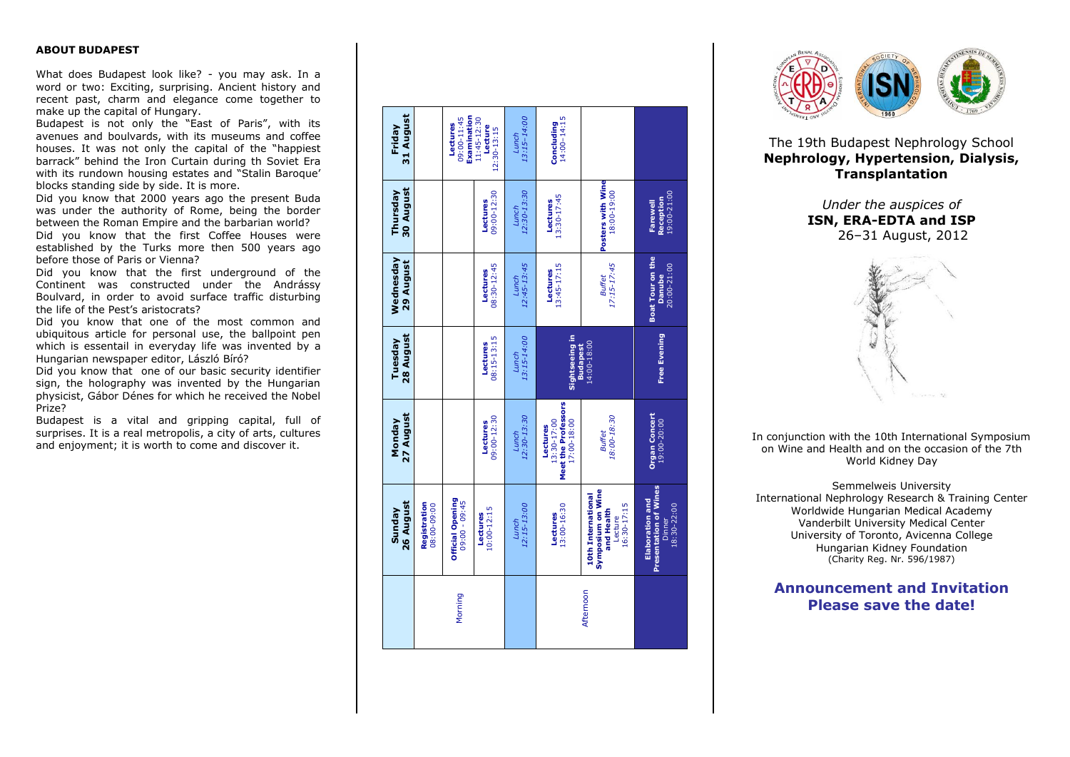## ABOUT BUDAPEST

What does Budapest look like? - you may ask. In a word or two: Exciting, surprising. Ancient history and recent past, charm and elegance come together to make up the capital of Hungary.

Budapest is not only the "East of Paris", with its avenues and boulvards, with its museums and coffee houses. It was not only the capital of the "happiest barrack" behind the Iron Curtain during th Soviet Era with its rundown housing estates and "Stalin Baroque' blocks standing side by side. It is more.

Did you know that 2000 years ago the present Buda was under the authority of Rome, being the border between the Roman Empire and the barbarian world?

Did you know that the first Coffee Houses were established by the Turks more then 500 years ago before those of Paris or Vienna?

Did you know that the first underground of the Continent was constructed under the Andrássy Boulvard, in order to avoid surface traffic disturbing the life of the Pest's aristocrats?

Did you know that one of the most common and ubiquitous article for personal use, the ballpoint pen which is essentail in everyday life was invented by a Hungarian newspaper editor, László Bíró?

Did you know that one of our basic security identifier sign, the holography was invented by the Hungarian physicist, Gábor Dénes for which he received the Nobel Prize?

Budapest is a vital and gripping capital, full of surprises. It is a real metropolis, a city of arts, cultures and enjoyment; it is worth to come and discover it.

| | Sunday 26 August | Monday 27 August | Tuesday 28 August | Wednesday 29 August | Thursday 30 August | Friday 31 August |
|---|---|---|---|---|---|---|
| Morning | **Registration** 08:00-09:00 | | | | | |
| | **Official Opening** 09:00 - 09:45 | | | | | **Lectures** 09:00-11:45 **Examination** 11:45-12:30 |
| | **Lectures** 10:00-12:15 | **Lectures** 09:00-12:30 | **Lectures** 08:15-13:15 | **Lectures** 08:30-12:45 | **Lectures** 09:00-12:30 | **Lecture** 12:30-13:15 |
| | *Lunch* *12:15-13:00* | *Lunch* *12:30-13:30* | *Lunch* *13:15-14:00* | *Lunch* *12:45-13:45* | *Lunch* *12:30-13:30* | *Lunch* *13:15-14:00* |
| Afternoon | **Lectures** 13:00-16:30 | **Lectures** 13:30-17:00 **Meet the Professors** 17:00-18:00 | **Sightseeing in Budapest** 14:00-18:00 | **Lectures** 13:45-17:15 | **Lectures** 13:30-17:45 | **Concluding** 14:00-14:15 |
| | **10th International Symposium on Wine and Health** Lecture 16:30-17:15 | *Buffet* *18:00-18:30* | | *Buffet* *17:15-17:45* | **Posters with Wine** 18:00-19:00 | |
| | **Elaboration and Presentation of Wines** Dinner 18:30-22:00 | **Organ Concert** 19:00-20:00 | **Free Evening** | **Boat Tour on the Danube** 20:00-21:00 | **Farewell Reception** 19:00-21:00 | |

The 19th Budapest Nephrology School

**Nephrology, Hypertension, Dialysis, Transplantation**

*Under the auspices of*

**ISN, ERA-EDTA and ISP**

26–31 August, 2012

In conjunction with the 10th International Symposium on Wine and Health and on the occasion of the 7th World Kidney Day

Semmelweis University
International Nephrology Research & Training Center
Worldwide Hungarian Medical Academy
Vanderbilt University Medical Center
University of Toronto, Avicenna College
Hungarian Kidney Foundation
(Charity Reg. Nr. 596/1987)

**Announcement and Invitation**
**Please save the date!**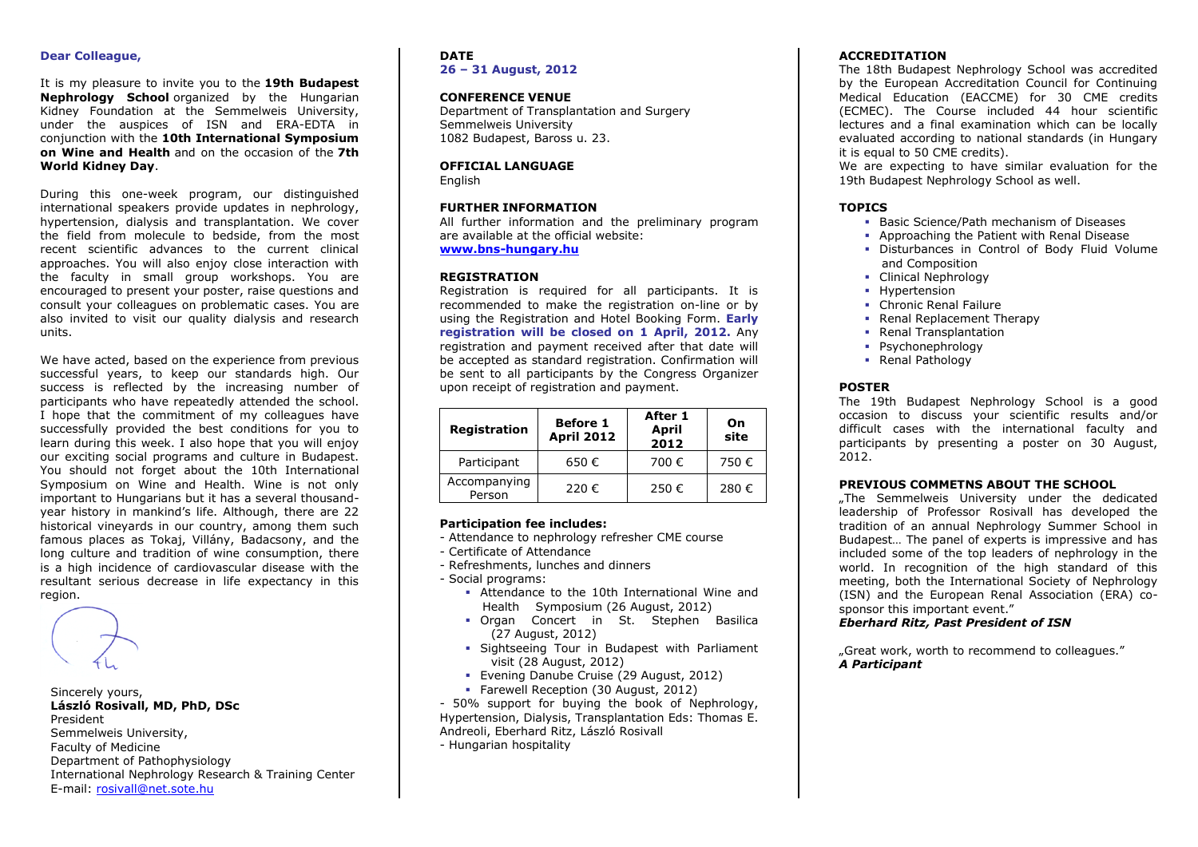**Dear Colleague,**

It is my pleasure to invite you to the **19th Budapest Nephrology School** organized by the Hungarian Kidney Foundation at the Semmelweis University, under the auspices of ISN and ERA-EDTA in conjunction with the **10th International Symposium on Wine and Health** and on the occasion of the **7th World Kidney Day**.

During this one-week program, our distinguished international speakers provide updates in nephrology, hypertension, dialysis and transplantation. We cover the field from molecule to bedside, from the most recent scientific advances to the current clinical approaches. You will also enjoy close interaction with the faculty in small group workshops. You are encouraged to present your poster, raise questions and consult your colleagues on problematic cases. You are also invited to visit our quality dialysis and research units.

We have acted, based on the experience from previous successful years, to keep our standards high. Our success is reflected by the increasing number of participants who have repeatedly attended the school. I hope that the commitment of my colleagues have successfully provided the best conditions for you to learn during this week. I also hope that you will enjoy our exciting social programs and culture in Budapest. You should not forget about the 10th International Symposium on Wine and Health. Wine is not only important to Hungarians but it has a several thousand-year history in mankind's life. Although, there are 22 historical vineyards in our country, among them such famous places as Tokaj, Villány, Badacsony, and the long culture and tradition of wine consumption, there is a high incidence of cardiovascular disease with the resultant serious decrease in life expectancy in this region.

Sincerely yours,
**László Rosivall, MD, PhD, DSc**
President
Semmelweis University,
Faculty of Medicine
Department of Pathophysiology
International Nephrology Research & Training Center
E-mail: rosivall@net.sote.hu

**DATE**
**26 – 31 August, 2012**

**CONFERENCE VENUE**
Department of Transplantation and Surgery
Semmelweis University
1082 Budapest, Baross u. 23.

**OFFICIAL LANGUAGE**
English

**FURTHER INFORMATION**
All further information and the preliminary program are available at the official website:
**www.bns-hungary.hu**

**REGISTRATION**
Registration is required for all participants. It is recommended to make the registration on-line or by using the Registration and Hotel Booking Form. **Early registration will be closed on 1 April, 2012.** Any registration and payment received after that date will be accepted as standard registration. Confirmation will be sent to all participants by the Congress Organizer upon receipt of registration and payment.

| Registration | Before 1 April 2012 | After 1 April 2012 | On site |
|---|---|---|---|
| Participant | 650 € | 700 € | 750 € |
| Accompanying Person | 220 € | 250 € | 280 € |

**Participation fee includes:**
- Attendance to nephrology refresher CME course
- Certificate of Attendance
- Refreshments, lunches and dinners
- Social programs:
  - Attendance to the 10th International Wine and Health Symposium (26 August, 2012)
  - Organ Concert in St. Stephen Basilica (27 August, 2012)
  - Sightseeing Tour in Budapest with Parliament visit (28 August, 2012)
  - Evening Danube Cruise (29 August, 2012)
  - Farewell Reception (30 August, 2012)
- 50% support for buying the book of Nephrology, Hypertension, Dialysis, Transplantation Eds: Thomas E. Andreoli, Eberhard Ritz, László Rosivall
- Hungarian hospitality

**ACCREDITATION**
The 18th Budapest Nephrology School was accredited by the European Accreditation Council for Continuing Medical Education (EACCME) for 30 CME credits (ECMEC). The Course included 44 hour scientific lectures and a final examination which can be locally evaluated according to national standards (in Hungary it is equal to 50 CME credits).
We are expecting to have similar evaluation for the 19th Budapest Nephrology School as well.

**TOPICS**
- Basic Science/Path mechanism of Diseases
- Approaching the Patient with Renal Disease
- Disturbances in Control of Body Fluid Volume and Composition
- Clinical Nephrology
- Hypertension
- Chronic Renal Failure
- Renal Replacement Therapy
- Renal Transplantation
- Psychonephrology
- Renal Pathology

**POSTER**
The 19th Budapest Nephrology School is a good occasion to discuss your scientific results and/or difficult cases with the international faculty and participants by presenting a poster on 30 August, 2012.

**PREVIOUS COMMETNS ABOUT THE SCHOOL**
„The Semmelweis University under the dedicated leadership of Professor Rosivall has developed the tradition of an annual Nephrology Summer School in Budapest… The panel of experts is impressive and has included some of the top leaders of nephrology in the world. In recognition of the high standard of this meeting, both the International Society of Nephrology (ISN) and the European Renal Association (ERA) co-sponsor this important event."
***Eberhard Ritz, Past President of ISN***

„Great work, worth to recommend to colleagues."
***A Participant***